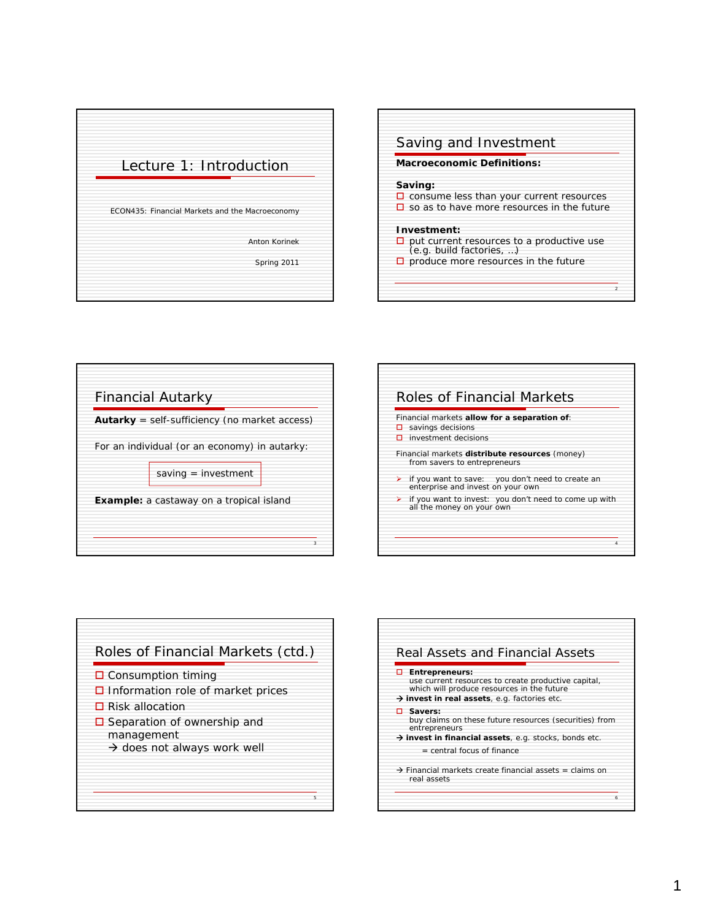# Lecture 1: Introduction

ECON435: Financial Markets and the Macroeconomy

Anton Korinek

Spring 2011

## Saving and Investment

**Macroeconomic Definitions:**

**Saving:**

- consume less than your current resources
- so as to have more resources in the future

**Investment:**

- put current resources to a productive use (e.g. build factories, …)
- produce more resources in the future

## Financial Autarky

**Autarky** = self-sufficiency (no market access)

For an individual (or an economy) in autarky:

saving = investment

**Example:** a castaway on a tropical island

## Roles of Financial Markets

Financial markets **allow for a separation of**:

- savings decisions
- investment decisions

Financial markets **distribute resources** (money) from savers to entrepreneurs

- if you want to save: you don't need to create an enterprise and invest on your own
- if you want to invest: you don't need to come up with all the money on your own

## Roles of Financial Markets (ctd.)

- Consumption timing
- Information role of market prices
- Risk allocation
- Separation of ownership and management
  → does not always work well

## Real Assets and Financial Assets

- **Entrepreneurs:**
  use current resources to create productive capital, which will produce resources in the future

→ **invest in real assets**, e.g. factories etc.

- **Savers:**
  buy claims on these future resources (securities) from entrepreneurs

→ **invest in financial assets**, e.g. stocks, bonds etc.

= central focus of finance

→ Financial markets create financial assets = claims on real assets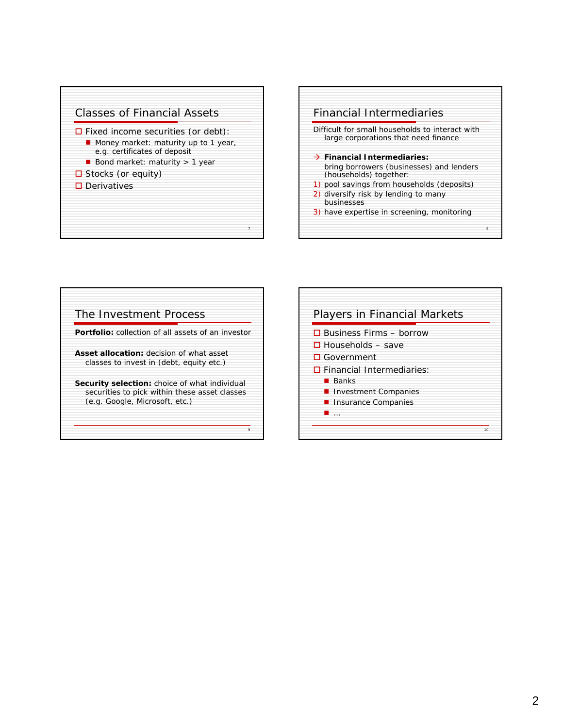## Classes of Financial Assets

- Fixed income securities (or debt):
  - Money market: maturity up to 1 year, e.g. certificates of deposit
  - Bond market: maturity > 1 year
- Stocks (or equity)
- Derivatives

## Financial Intermediaries

Difficult for small households to interact with large corporations that need finance

→ **Financial Intermediaries:**
bring borrowers (businesses) and lenders (households) together:

1) pool savings from households (deposits)
2) diversify risk by lending to many businesses
3) have expertise in screening, monitoring

## The Investment Process

**Portfolio:** collection of all assets of an investor

**Asset allocation:** decision of what asset classes to invest in (debt, equity etc.)

**Security selection:** choice of what individual securities to pick within these asset classes (e.g. Google, Microsoft, etc.)

## Players in Financial Markets

- Business Firms – borrow
- Households – save
- Government
- Financial Intermediaries:
  - Banks
  - Investment Companies
  - Insurance Companies
  - …